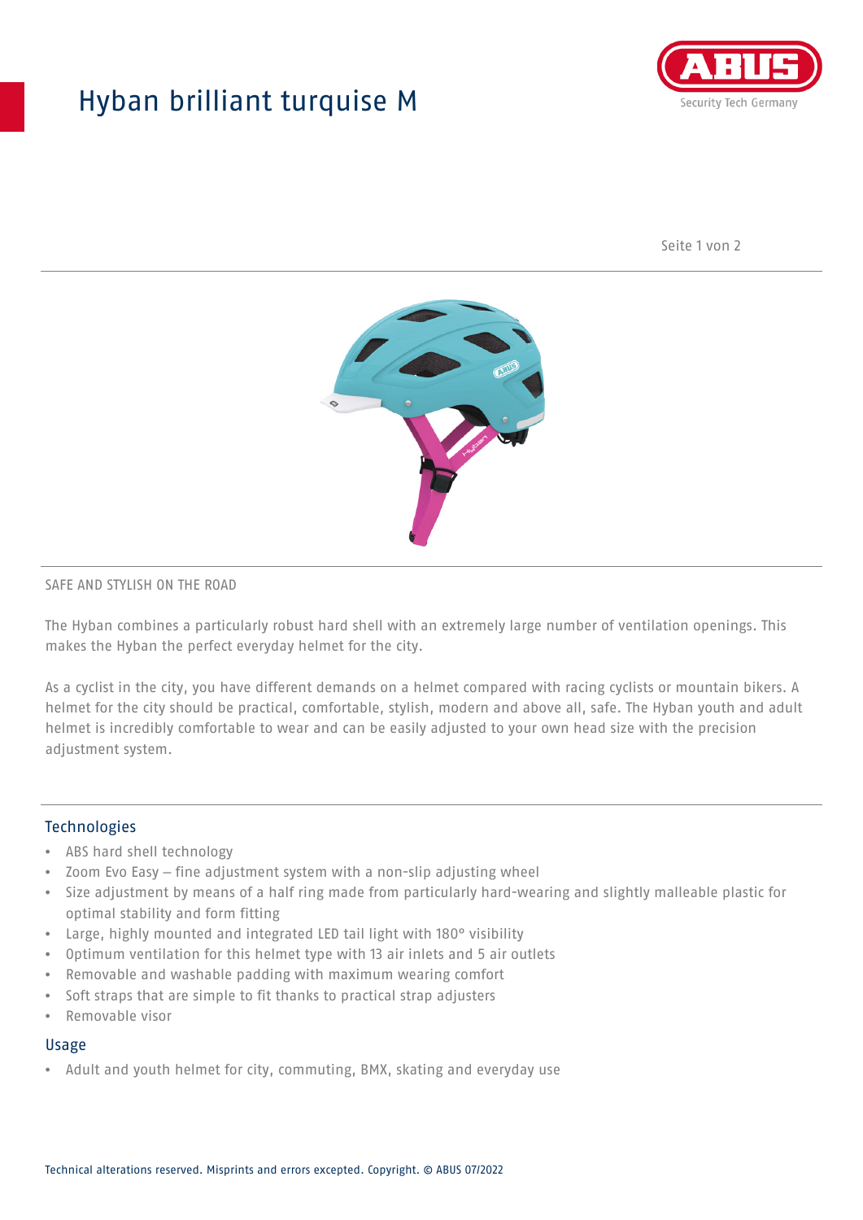# Hyban brilliant turquise M

SAFE AND STYLISH ON THE ROAD

The Hyban combines a particularly robust hard shell with an extremely large number of ventilation openings. This makes the Hyban the perfect everyday helmet for the city.

As a cyclist in the city, you have different demands on a helmet compared with racing cyclists or mountain bikers. A helmet for the city should be practical, comfortable, stylish, modern and above all, safe. The Hyban youth and adult helmet is incredibly comfortable to wear and can be easily adjusted to your own head size with the precision adjustment system.

## Technologies

- ABS hard shell technology
- Zoom Evo Easy – fine adjustment system with a non-slip adjusting wheel
- Size adjustment by means of a half ring made from particularly hard-wearing and slightly malleable plastic for optimal stability and form fitting
- Large, highly mounted and integrated LED tail light with 180° visibility
- Optimum ventilation for this helmet type with 13 air inlets and 5 air outlets
- Removable and washable padding with maximum wearing comfort
- Soft straps that are simple to fit thanks to practical strap adjusters
- Removable visor

## Usage

- Adult and youth helmet for city, commuting, BMX, skating and everyday use

Technical alterations reserved. Misprints and errors excepted. Copyright. © ABUS 07/2022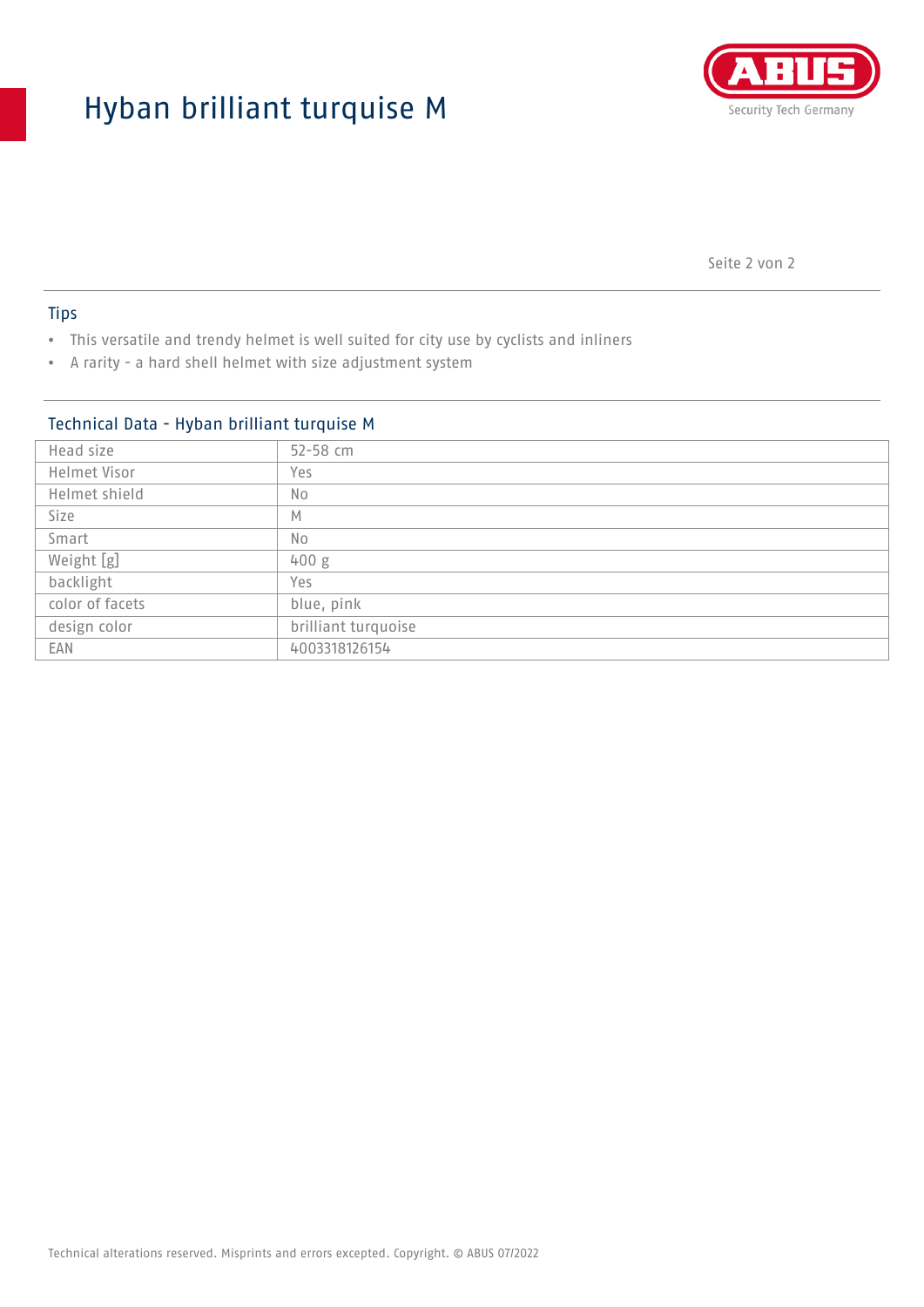# Hyban brilliant turquise M

## Tips

- This versatile and trendy helmet is well suited for city use by cyclists and inliners
- A rarity - a hard shell helmet with size adjustment system

## Technical Data - Hyban brilliant turquise M

| | |
|---|---|
| Head size | 52-58 cm |
| Helmet Visor | Yes |
| Helmet shield | No |
| Size | M |
| Smart | No |
| Weight [g] | 400 g |
| backlight | Yes |
| color of facets | blue, pink |
| design color | brilliant turquoise |
| EAN | 4003318126154 |

Technical alterations reserved. Misprints and errors excepted. Copyright. © ABUS 07/2022